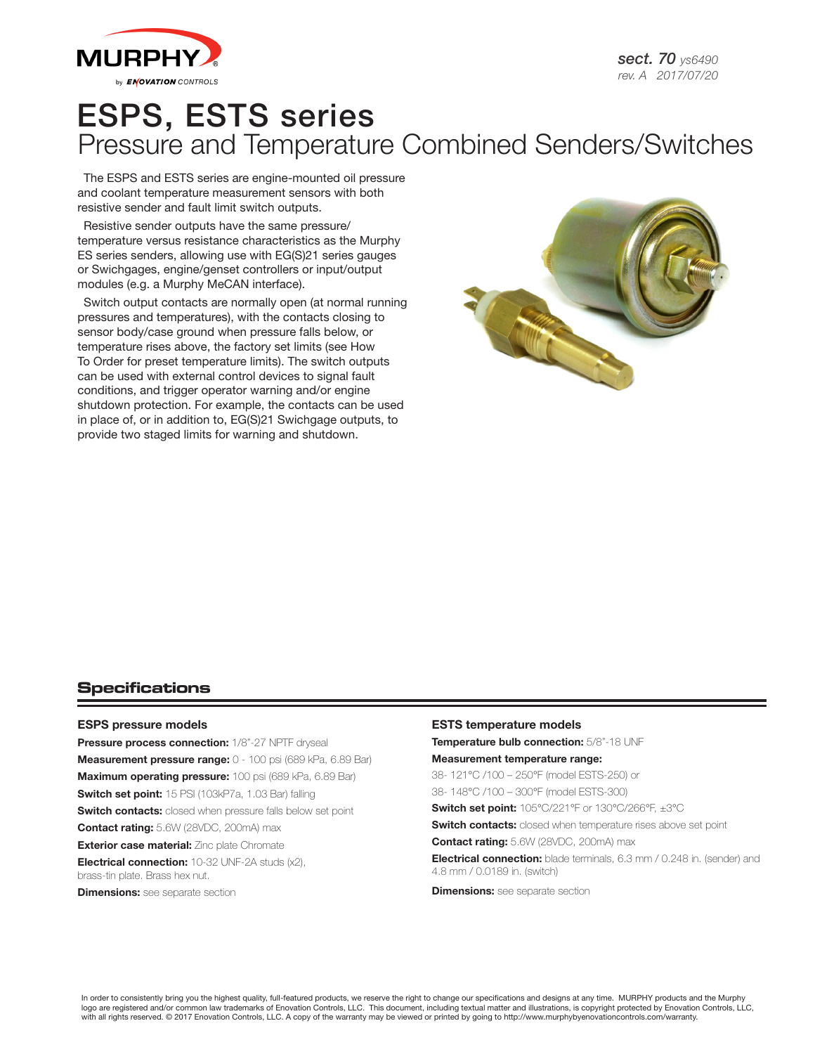# ESPS, ESTS series

## Pressure and Temperature Combined Senders/Switches

The ESPS and ESTS series are engine-mounted oil pressure and coolant temperature measurement sensors with both resistive sender and fault limit switch outputs.

Resistive sender outputs have the same pressure/ temperature versus resistance characteristics as the Murphy ES series senders, allowing use with EG(S)21 series gauges or Swichgages, engine/genset controllers or input/output modules (e.g. a Murphy MeCAN interface).

Switch output contacts are normally open (at normal running pressures and temperatures), with the contacts closing to sensor body/case ground when pressure falls below, or temperature rises above, the factory set limits (see How To Order for preset temperature limits). The switch outputs can be used with external control devices to signal fault conditions, and trigger operator warning and/or engine shutdown protection. For example, the contacts can be used in place of, or in addition to, EG(S)21 Swichgage outputs, to provide two staged limits for warning and shutdown.

## Specifications

### ESPS pressure models

**Pressure process connection:** 1/8"-27 NPTF dryseal

**Measurement pressure range:** 0 - 100 psi (689 kPa, 6.89 Bar)

**Maximum operating pressure:** 100 psi (689 kPa, 6.89 Bar)

**Switch set point:** 15 PSI (103kP7a, 1.03 Bar) falling

**Switch contacts:** closed when pressure falls below set point

**Contact rating:** 5.6W (28VDC, 200mA) max

**Exterior case material:** Zinc plate Chromate

**Electrical connection:** 10-32 UNF-2A studs (x2), brass-tin plate. Brass hex nut.

**Dimensions:** see separate section

### ESTS temperature models

**Temperature bulb connection:** 5/8"-18 UNF

**Measurement temperature range:**

38- 121°C /100 – 250°F (model ESTS-250) or

38- 148°C /100 – 300°F (model ESTS-300)

**Switch set point:** 105°C/221°F or 130°C/266°F, ±3°C

**Switch contacts:** closed when temperature rises above set point

**Contact rating:** 5.6W (28VDC, 200mA) max

**Electrical connection:** blade terminals, 6.3 mm / 0.248 in. (sender) and 4.8 mm / 0.0189 in. (switch)

**Dimensions:** see separate section

In order to consistently bring you the highest quality, full-featured products, we reserve the right to change our specifications and designs at any time. MURPHY products and the Murphy logo are registered and/or common law trademarks of Enovation Controls, LLC. This document, including textual matter and illustrations, is copyright protected by Enovation Controls, LLC, with all rights reserved. © 2017 Enovation Controls, LLC. A copy of the warranty may be viewed or printed by going to http://www.murphybyenovationcontrols.com/warranty.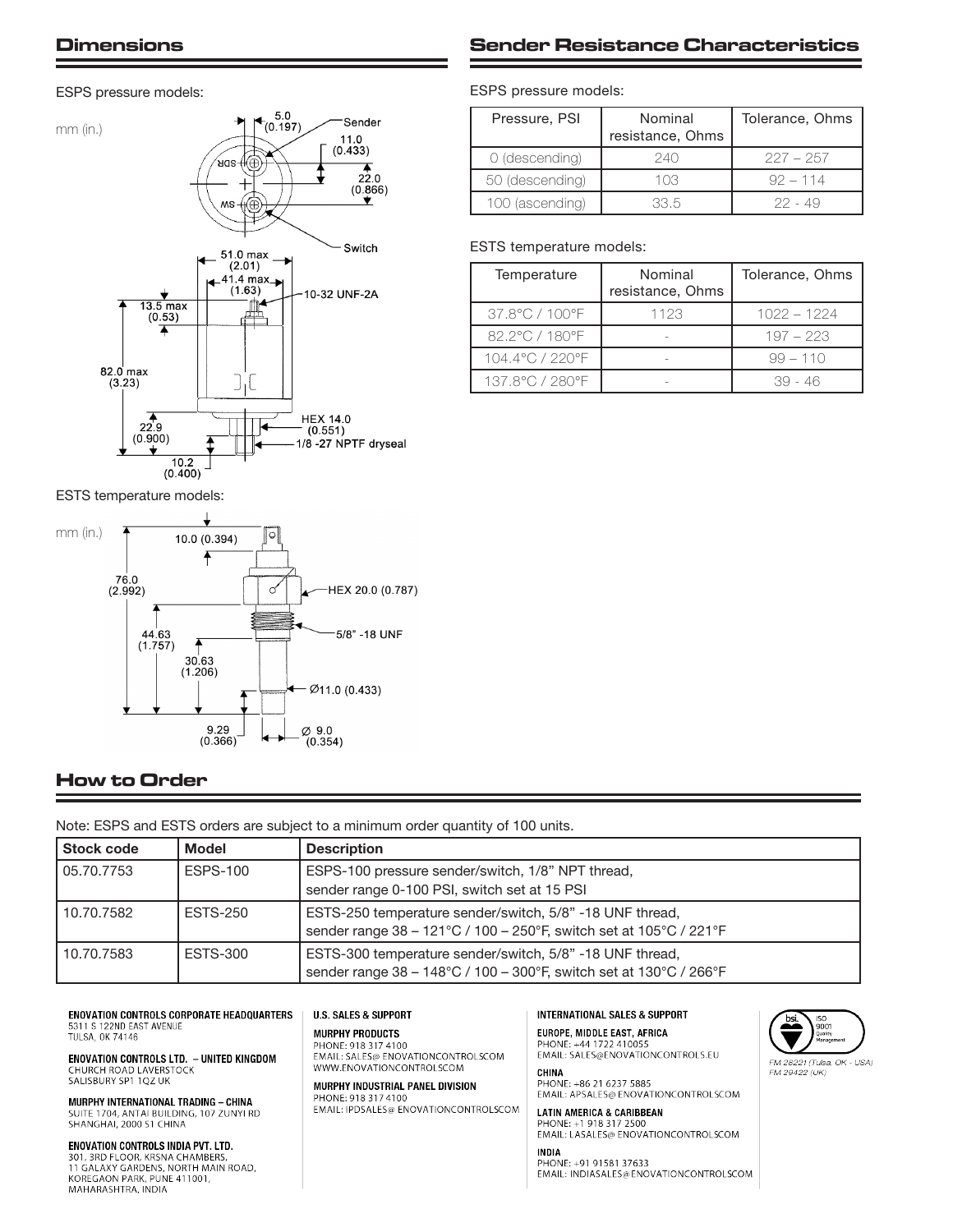## Dimensions

ESPS pressure models:

mm (in.)

5.0 (0.197)
Sender
11.0 (0.433)
22.0 (0.866)
SDR
SW
Switch
51.0 max (2.01)
41.4 max (1.63)
10-32 UNF-2A
13.5 max (0.53)
82.0 max (3.23)
HEX 14.0 (0.551)
22.9 (0.900)
1/8 -27 NPTF dryseal
10.2 (0.400)

ESTS temperature models:

mm (in.)

10.0 (0.394)
76.0 (2.992)
HEX 20.0 (0.787)
5/8" -18 UNF
44.63 (1.757)
30.63 (1.206)
Ø11.0 (0.433)
9.29 (0.366)
Ø 9.0 (0.354)

## Sender Resistance Characteristics

ESPS pressure models:

| Pressure, PSI | Nominal resistance, Ohms | Tolerance, Ohms |
|---|---|---|
| 0 (descending) | 240 | 227 – 257 |
| 50 (descending) | 103 | 92 – 114 |
| 100 (ascending) | 33.5 | 22 - 49 |

ESTS temperature models:

| Temperature | Nominal resistance, Ohms | Tolerance, Ohms |
|---|---|---|
| 37.8°C / 100°F | 1123 | 1022 – 1224 |
| 82.2°C / 180°F | - | 197 – 223 |
| 104.4°C / 220°F | - | 99 – 110 |
| 137.8°C / 280°F | - | 39 - 46 |

## How to Order

Note: ESPS and ESTS orders are subject to a minimum order quantity of 100 units.

| Stock code | Model | Description |
|---|---|---|
| 05.70.7753 | ESPS-100 | ESPS-100 pressure sender/switch, 1/8" NPT thread, sender range 0-100 PSI, switch set at 15 PSI |
| 10.70.7582 | ESTS-250 | ESTS-250 temperature sender/switch, 5/8" -18 UNF thread, sender range 38 – 121°C / 100 – 250°F, switch set at 105°C / 221°F |
| 10.70.7583 | ESTS-300 | ESTS-300 temperature sender/switch, 5/8" -18 UNF thread, sender range 38 – 148°C / 100 – 300°F, switch set at 130°C / 266°F |

**ENOVATION CONTROLS CORPORATE HEADQUARTERS**
5311 S 122ND EAST AVENUE
TULSA, OK 74146

**ENOVATION CONTROLS LTD. – UNITED KINGDOM**
CHURCH ROAD LAVERSTOCK
SALISBURY SP1 1QZ UK

**MURPHY INTERNATIONAL TRADING – CHINA**
SUITE 1704, ANTAI BUILDING, 107 ZUNYI RD
SHANGHAI, 200051 CHINA

**ENOVATION CONTROLS INDIA PVT. LTD.**
301, 3RD FLOOR, KRSNA CHAMBERS,
11 GALAXY GARDENS, NORTH MAIN ROAD,
KOREGAON PARK, PUNE 411001,
MAHARASHTRA, INDIA

**U.S. SALES & SUPPORT**

**MURPHY PRODUCTS**
PHONE: 918 317 4100
EMAIL: SALES@ENOVATIONCONTROLS.COM
WWW.ENOVATIONCONTROLS.COM

**MURPHY INDUSTRIAL PANEL DIVISION**
PHONE: 918 317 4100
EMAIL: IPDSALES@ENOVATIONCONTROLS.COM

**INTERNATIONAL SALES & SUPPORT**

**EUROPE, MIDDLE EAST, AFRICA**
PHONE: +44 1722 410055
EMAIL: SALES@ENOVATIONCONTROLS.EU

**CHINA**
PHONE: +86 21 6237 5885
EMAIL: APSALES@ENOVATIONCONTROLS.COM

**LATIN AMERICA & CARIBBEAN**
PHONE: +1 918 317 2500
EMAIL: LASALES@ENOVATIONCONTROLS.COM

**INDIA**
PHONE: +91 91581 37633
EMAIL: INDIASALES@ENOVATIONCONTROLS.COM

bsi. ISO 9001 Quality Management

*FM 28221 (Tulsa, OK - USA)*
*FM 29422 (UK)*